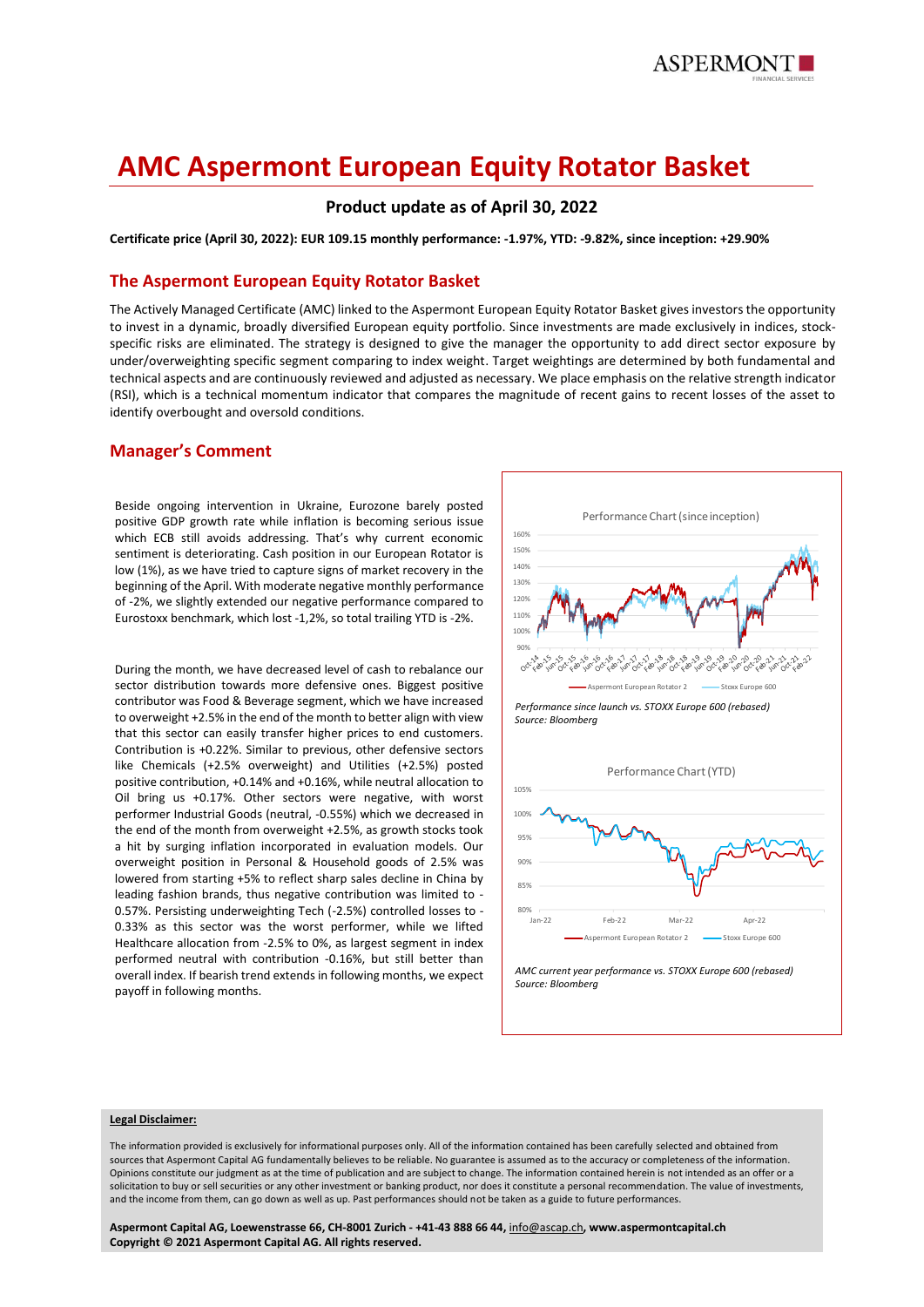# AMC Aspermont European Equity Rotator Basket

**Product update as of April 30, 2022**

**Certificate price (April 30, 2022): EUR 109.15 monthly performance: -1.97%, YTD: -9.82%, since inception: +29.90%**

## The Aspermont European Equity Rotator Basket

The Actively Managed Certificate (AMC) linked to the Aspermont European Equity Rotator Basket gives investors the opportunity to invest in a dynamic, broadly diversified European equity portfolio. Since investments are made exclusively in indices, stock-specific risks are eliminated. The strategy is designed to give the manager the opportunity to add direct sector exposure by under/overweighting specific segment comparing to index weight. Target weightings are determined by both fundamental and technical aspects and are continuously reviewed and adjusted as necessary. We place emphasis on the relative strength indicator (RSI), which is a technical momentum indicator that compares the magnitude of recent gains to recent losses of the asset to identify overbought and oversold conditions.

## Manager's Comment

Beside ongoing intervention in Ukraine, Eurozone barely posted positive GDP growth rate while inflation is becoming serious issue which ECB still avoids addressing. That's why current economic sentiment is deteriorating. Cash position in our European Rotator is low (1%), as we have tried to capture signs of market recovery in the beginning of the April. With moderate negative monthly performance of -2%, we slightly extended our negative performance compared to Eurostoxx benchmark, which lost -1,2%, so total trailing YTD is -2%.

During the month, we have decreased level of cash to rebalance our sector distribution towards more defensive ones. Biggest positive contributor was Food & Beverage segment, which we have increased to overweight +2.5% in the end of the month to better align with view that this sector can easily transfer higher prices to end customers. Contribution is +0.22%. Similar to previous, other defensive sectors like Chemicals (+2.5% overweight) and Utilities (+2.5%) posted positive contribution, +0.14% and +0.16%, while neutral allocation to Oil bring us +0.17%. Other sectors were negative, with worst performer Industrial Goods (neutral, -0.55%) which we decreased in the end of the month from overweight +2.5%, as growth stocks took a hit by surging inflation incorporated in evaluation models. Our overweight position in Personal & Household goods of 2.5% was lowered from starting +5% to reflect sharp sales decline in China by leading fashion brands, thus negative contribution was limited to -0.57%. Persisting underweighting Tech (-2.5%) controlled losses to -0.33% as this sector was the worst performer, while we lifted Healthcare allocation from -2.5% to 0%, as largest segment in index performed neutral with contribution -0.16%, but still better than overall index. If bearish trend extends in following months, we expect payoff in following months.

Performance Chart (since inception)

*Performance since launch vs. STOXX Europe 600 (rebased)*
*Source: Bloomberg*

Performance Chart (YTD)

*AMC current year performance vs. STOXX Europe 600 (rebased)*
*Source: Bloomberg*

**Legal Disclaimer:**

The information provided is exclusively for informational purposes only. All of the information contained has been carefully selected and obtained from sources that Aspermont Capital AG fundamentally believes to be reliable. No guarantee is assumed as to the accuracy or completeness of the information. Opinions constitute our judgment as at the time of publication and are subject to change. The information contained herein is not intended as an offer or a solicitation to buy or sell securities or any other investment or banking product, nor does it constitute a personal recommendation. The value of investments, and the income from them, can go down as well as up. Past performances should not be taken as a guide to future performances.

**Aspermont Capital AG, Loewenstrasse 66, CH-8001 Zurich - +41-43 888 66 44, info@ascap.ch, www.aspermontcapital.ch**
**Copyright © 2021 Aspermont Capital AG. All rights reserved.**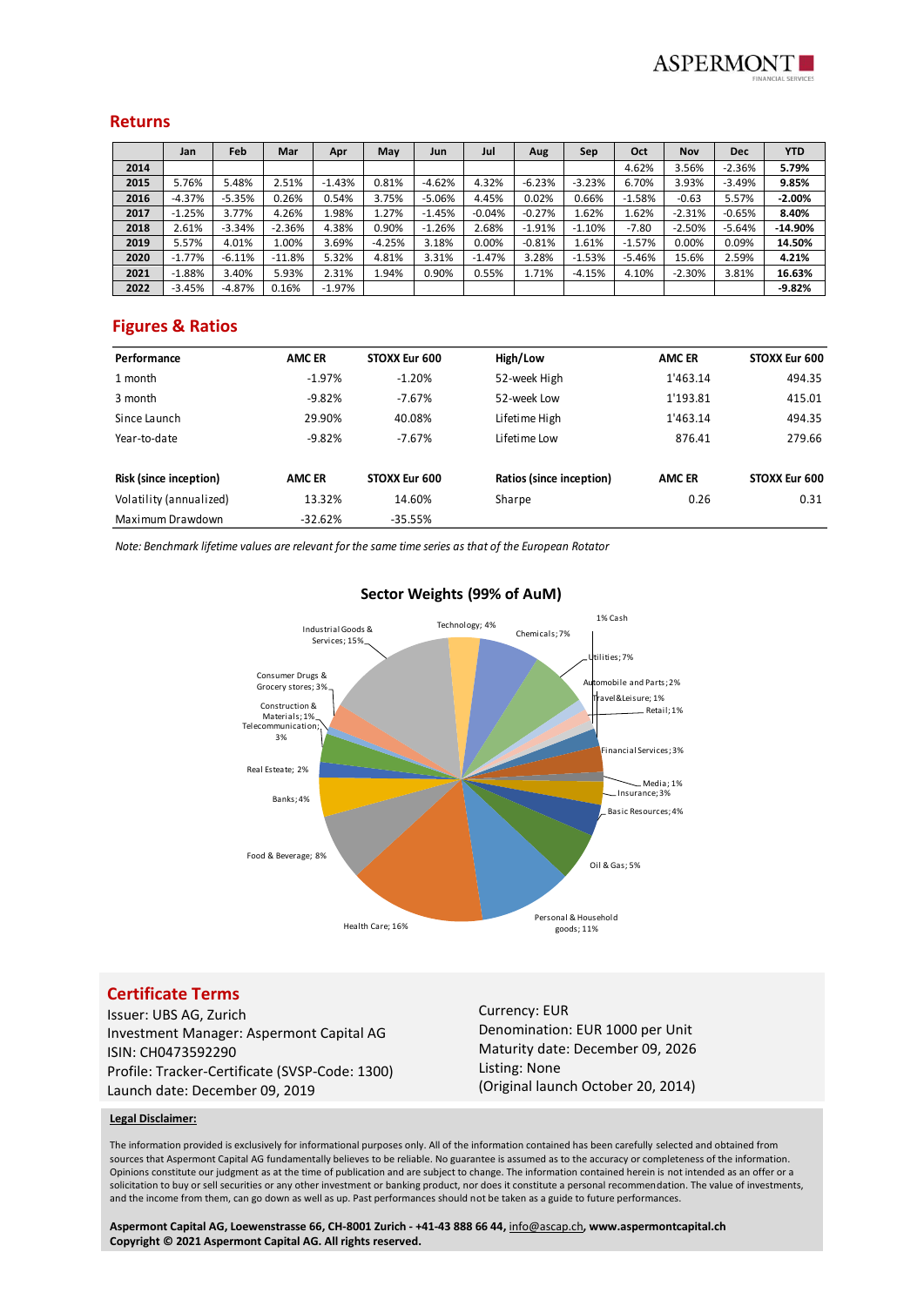## Returns

| | Jan | Feb | Mar | Apr | May | Jun | Jul | Aug | Sep | Oct | Nov | Dec | YTD |
|---|---|---|---|---|---|---|---|---|---|---|---|---|---|
| **2014** | | | | | | | | | | 4.62% | 3.56% | -2.36% | **5.79%** |
| **2015** | 5.76% | 5.48% | 2.51% | -1.43% | 0.81% | -4.62% | 4.32% | -6.23% | -3.23% | 6.70% | 3.93% | -3.49% | **9.85%** |
| **2016** | -4.37% | -5.35% | 0.26% | 0.54% | 3.75% | -5.06% | 4.45% | 0.02% | 0.66% | -1.58% | -0.63 | 5.57% | **-2.00%** |
| **2017** | -1.25% | 3.77% | 4.26% | 1.98% | 1.27% | -1.45% | -0.04% | -0.27% | 1.62% | 1.62% | -2.31% | -0.65% | **8.40%** |
| **2018** | 2.61% | -3.34% | -2.36% | 4.38% | 0.90% | -1.26% | 2.68% | -1.91% | -1.10% | -7.80 | -2.50% | -5.64% | **-14.90%** |
| **2019** | 5.57% | 4.01% | 1.00% | 3.69% | -4.25% | 3.18% | 0.00% | -0.81% | 1.61% | -1.57% | 0.00% | 0.09% | **14.50%** |
| **2020** | -1.77% | -6.11% | -11.8% | 5.32% | 4.81% | 3.31% | -1.47% | 3.28% | -1.53% | -5.46% | 15.6% | 2.59% | **4.21%** |
| **2021** | -1.88% | 3.40% | 5.93% | 2.31% | 1.94% | 0.90% | 0.55% | 1.71% | -4.15% | 4.10% | -2.30% | 3.81% | **16.63%** |
| **2022** | -3.45% | -4.87% | 0.16% | -1.97% | | | | | | | | | **-9.82%** |

## Figures & Ratios

| **Performance** | **AMC ER** | **STOXX Eur 600** | **High/Low** | **AMC ER** | **STOXX Eur 600** |
|---|---|---|---|---|---|
| 1 month | -1.97% | -1.20% | 52-week High | 1'463.14 | 494.35 |
| 3 month | -9.82% | -7.67% | 52-week Low | 1'193.81 | 415.01 |
| Since Launch | 29.90% | 40.08% | Lifetime High | 1'463.14 | 494.35 |
| Year-to-date | -9.82% | -7.67% | Lifetime Low | 876.41 | 279.66 |

| **Risk (since inception)** | **AMC ER** | **STOXX Eur 600** | **Ratios (since inception)** | **AMC ER** | **STOXX Eur 600** |
|---|---|---|---|---|---|
| Volatility (annualized) | 13.32% | 14.60% | Sharpe | 0.26 | 0.31 |
| Maximum Drawdown | -32.62% | -35.55% | | | |

*Note: Benchmark lifetime values are relevant for the same time series as that of the European Rotator*

### Sector Weights (99% of AuM)

Industrial Goods & Services; 15%
Technology; 4%
Chemicals; 7%
1% Cash
Utilities; 7%
Automobile and Parts; 2%
Travel&Leisure; 1%
Retail; 1%
Financial Services; 3%
Media; 1%
Insurance; 3%
Basic Resources; 4%
Oil & Gas; 5%
Personal & Household goods; 11%
Health Care; 16%
Food & Beverage; 8%
Banks; 4%
Real Esteate; 2%
Telecommunication; 3%
Construction & Materials; 1%
Consumer Drugs & Grocery stores; 3%

## Certificate Terms

Issuer: UBS AG, Zurich
Investment Manager: Aspermont Capital AG
ISIN: CH0473592290
Profile: Tracker-Certificate (SVSP-Code: 1300)
Launch date: December 09, 2019

Currency: EUR
Denomination: EUR 1000 per Unit
Maturity date: December 09, 2026
Listing: None
(Original launch October 20, 2014)

**Legal Disclaimer:**

The information provided is exclusively for informational purposes only. All of the information contained has been carefully selected and obtained from sources that Aspermont Capital AG fundamentally believes to be reliable. No guarantee is assumed as to the accuracy or completeness of the information. Opinions constitute our judgment as at the time of publication and are subject to change. The information contained herein is not intended as an offer or a solicitation to buy or sell securities or any other investment or banking product, nor does it constitute a personal recommendation. The value of investments, and the income from them, can go down as well as up. Past performances should not be taken as a guide to future performances.

**Aspermont Capital AG, Loewenstrasse 66, CH-8001 Zurich - +41-43 888 66 44, info@ascap.ch, www.aspermontcapital.ch**
**Copyright © 2021 Aspermont Capital AG. All rights reserved.**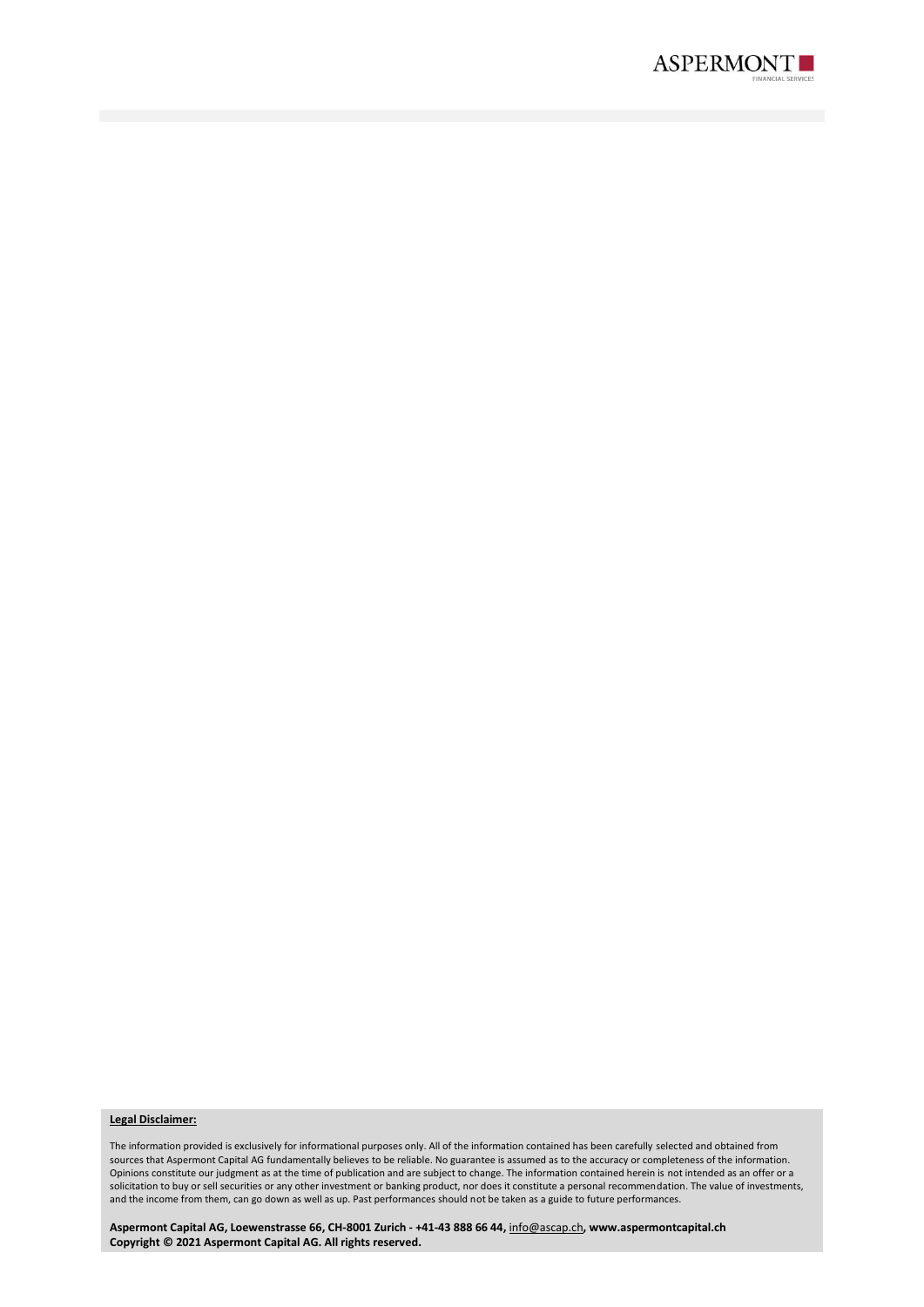**Legal Disclaimer:**

The information provided is exclusively for informational purposes only. All of the information contained has been carefully selected and obtained from sources that Aspermont Capital AG fundamentally believes to be reliable. No guarantee is assumed as to the accuracy or completeness of the information. Opinions constitute our judgment as at the time of publication and are subject to change. The information contained herein is not intended as an offer or a solicitation to buy or sell securities or any other investment or banking product, nor does it constitute a personal recommendation. The value of investments, and the income from them, can go down as well as up. Past performances should not be taken as a guide to future performances.

**Aspermont Capital AG, Loewenstrasse 66, CH-8001 Zurich - +41-43 888 66 44,** info@ascap.ch**, www.aspermontcapital.ch**
**Copyright © 2021 Aspermont Capital AG. All rights reserved.**